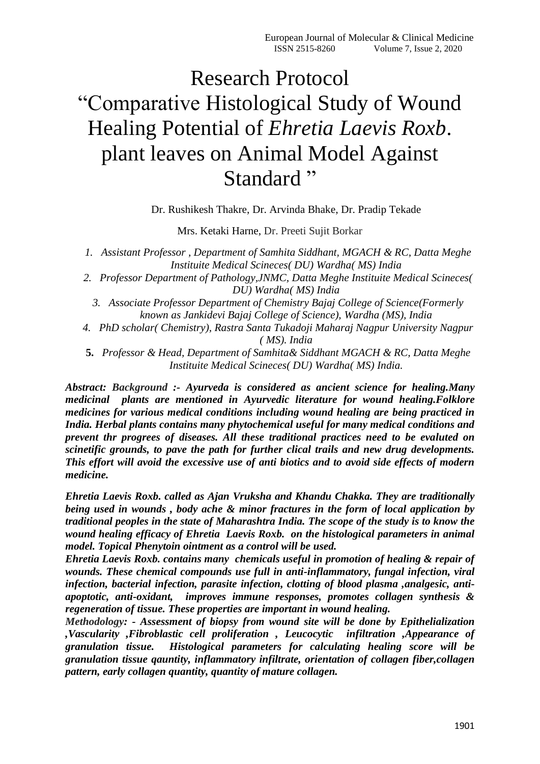# Research Protocol "Comparative Histological Study of Wound Healing Potential of *Ehretia Laevis Roxb*. plant leaves on Animal Model Against Standard "

Dr. Rushikesh Thakre, Dr. Arvinda Bhake, Dr. Pradip Tekade

Mrs. Ketaki Harne, Dr. Preeti Sujit Borkar

1. *Assistant Professor , Department of Samhita Siddhant, MGACH & RC, Datta Meghe Instituite Medical Scineces( DU) Wardha( MS) India*
2. *Professor Department of Pathology,JNMC, Datta Meghe Instituite Medical Scineces( DU) Wardha( MS) India*
3. *Associate Professor Department of Chemistry Bajaj College of Science(Formerly known as Jankidevi Bajaj College of Science), Wardha (MS), India*
4. *PhD scholar( Chemistry), Rastra Santa Tukadoji Maharaj Nagpur University Nagpur ( MS). India*
5. *Professor & Head, Department of Samhita& Siddhant MGACH & RC, Datta Meghe Instituite Medical Scineces( DU) Wardha( MS) India.*

***Abstract: Background :- Ayurveda is considered as ancient science for healing.Many medicinal plants are mentioned in Ayurvedic literature for wound healing.Folklore medicines for various medical conditions including wound healing are being practiced in India. Herbal plants contains many phytochemical useful for many medical conditions and prevent thr progrees of diseases. All these traditional practices need to be evaluted on scinetific grounds, to pave the path for further clical trails and new drug developments. This effort will avoid the excessive use of anti biotics and to avoid side effects of modern medicine.***

***Ehretia Laevis Roxb. called as Ajan Vruksha and Khandu Chakka. They are traditionally being used in wounds , body ache & minor fractures in the form of local application by traditional peoples in the state of Maharashtra India. The scope of the study is to know the wound healing efficacy of Ehretia Laevis Roxb. on the histological parameters in animal model. Topical Phenytoin ointment as a control will be used.***

***Ehretia Laevis Roxb. contains many chemicals useful in promotion of healing & repair of wounds. These chemical compounds use full in anti-inflammatory, fungal infection, viral infection, bacterial infection, parasite infection, clotting of blood plasma ,analgesic, anti-apoptotic, anti-oxidant, improves immune responses, promotes collagen synthesis & regeneration of tissue. These properties are important in wound healing.***

***Methodology: - Assessment of biopsy from wound site will be done by Epithelialization ,Vascularity ,Fibroblastic cell proliferation , Leucocytic infiltration ,Appearance of granulation tissue. Histological parameters for calculating healing score will be granulation tissue qauntity, inflammatory infiltrate, orientation of collagen fiber,collagen pattern, early collagen quantity, quantity of mature collagen.***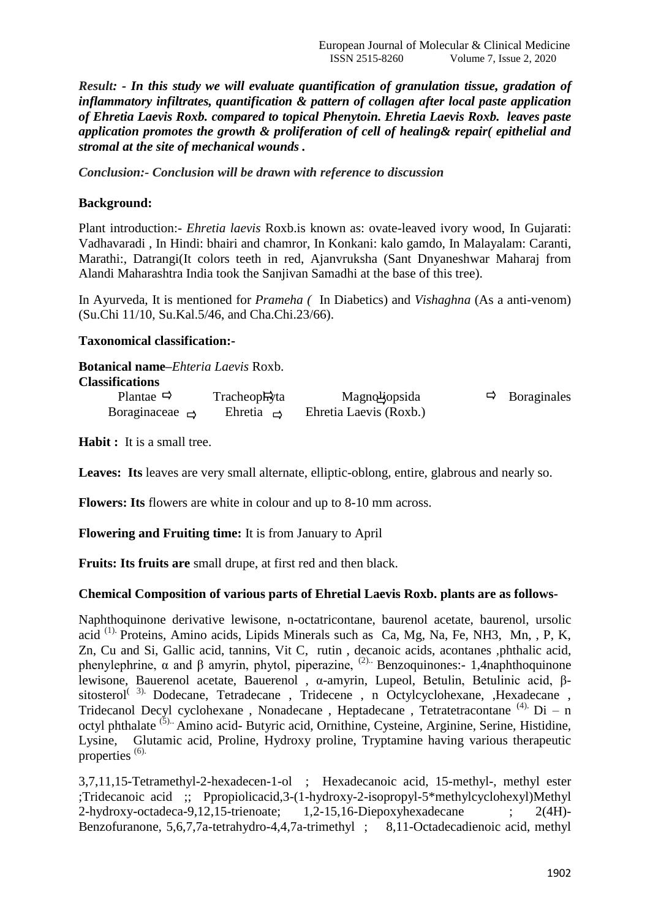***Result: - In this study we will evaluate quantification of granulation tissue, gradation of inflammatory infiltrates, quantification & pattern of collagen after local paste application of Ehretia Laevis Roxb. compared to topical Phenytoin. Ehretia Laevis Roxb. leaves paste application promotes the growth & proliferation of cell of healing& repair( epithelial and stromal at the site of mechanical wounds .***

***Conclusion:- Conclusion will be drawn with reference to discussion***

**Background:**

Plant introduction:- *Ehretia laevis* Roxb.is known as: ovate-leaved ivory wood, In Gujarati: Vadhavaradi , In Hindi: bhairi and chamror, In Konkani: kalo gamdo, In Malayalam: Caranti, Marathi:, Datrangi(It colors teeth in red, Ajanvruksha (Sant Dnyaneshwar Maharaj from Alandi Maharashtra India took the Sanjivan Samadhi at the base of this tree).

In Ayurveda, It is mentioned for *Prameha (* In Diabetics) and *Vishaghna* (As a anti-venom) (Su.Chi 11/10, Su.Kal.5/46, and Cha.Chi.23/66).

**Taxonomical classification:-**

**Botanical name**–*Ehteria Laevis* Roxb.

**Classifications**

Plantae ⇨ Tracheophyta ⇨ Magnoliopsida ⇨ Boraginales ⇨ Boraginaceae ⇨ Ehretia ⇨ Ehretia Laevis (Roxb.)

**Habit :** It is a small tree.

**Leaves: Its** leaves are very small alternate, elliptic-oblong, entire, glabrous and nearly so.

**Flowers: Its** flowers are white in colour and up to 8-10 mm across.

**Flowering and Fruiting time:** It is from January to April

**Fruits: Its fruits are** small drupe, at first red and then black.

**Chemical Composition of various parts of Ehretial Laevis Roxb. plants are as follows-**

Naphthoquinone derivative lewisone, n-octatricontane, baurenol acetate, baurenol, ursolic acid [1]. Proteins, Amino acids, Lipids Minerals such as Ca, Mg, Na, Fe, $NH_3$, Mn, , P, K, Zn, Cu and Si, Gallic acid, tannins, Vit C, rutin , decanoic acids, acontanes ,phthalic acid, phenylephrine, α and β amyrin, phytol, piperazine, [2]. Benzoquinones:- 1,4naphthoquinone lewisone, Bauerenol acetate, Bauerenol , α-amyrin, Lupeol, Betulin, Betulinic acid, β-sitosterol[3]. Dodecane, Tetradecane , Tridecene , n Octylcyclohexane, ,Hexadecane , Tridecanol Decyl cyclohexane , Nonadecane , Heptadecane , Tetratetracontane [4]. Di – n octyl phthalate [5]. Amino acid- Butyric acid, Ornithine, Cysteine, Arginine, Serine, Histidine, Lysine, Glutamic acid, Proline, Hydroxy proline, Tryptamine having various therapeutic properties [6].

3,7,11,15-Tetramethyl-2-hexadecen-1-ol ; Hexadecanoic acid, 15-methyl-, methyl ester ;Tridecanoic acid ;; Ppropiolicacid,3-(1-hydroxy-2-isopropyl-5*methylcyclohexyl)Methyl 2-hydroxy-octadeca-9,12,15-trienoate; 1,2-15,16-Diepoxyhexadecane ; 2(4H)-Benzofuranone, 5,6,7,7a-tetrahydro-4,4,7a-trimethyl ; 8,11-Octadecadienoic acid, methyl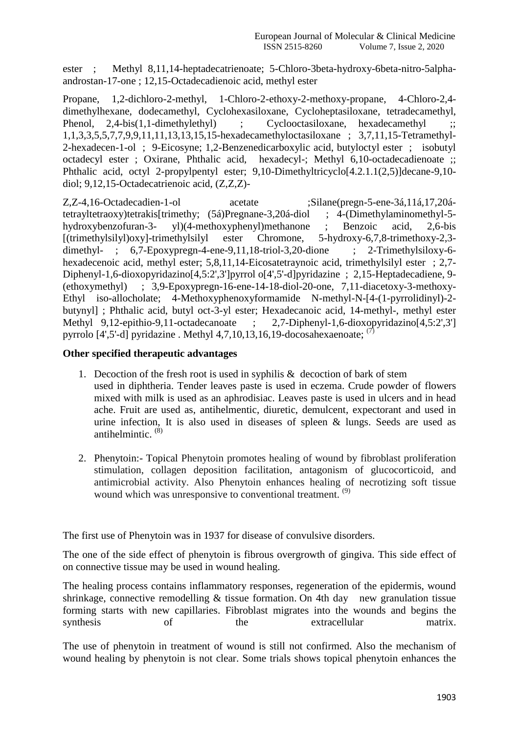ester ; Methyl 8,11,14-heptadecatrienoate; 5-Chloro-3beta-hydroxy-6beta-nitro-5alpha-androstan-17-one ; 12,15-Octadecadienoic acid, methyl ester

Propane, 1,2-dichloro-2-methyl, 1-Chloro-2-ethoxy-2-methoxy-propane, 4-Chloro-2,4-dimethylhexane, dodecamethyl, Cyclohexasiloxane, Cycloheptasiloxane, tetradecamethyl, Phenol, 2,4-bis(1,1-dimethylethyl) ; Cyclooctasiloxane, hexadecamethyl ;; 1,1,3,3,5,5,7,7,9,9,11,11,13,13,15,15-hexadecamethyloctasiloxane ; 3,7,11,15-Tetramethyl-2-hexadecen-1-ol ; 9-Eicosyne; 1,2-Benzenedicarboxylic acid, butyloctyl ester ; isobutyl octadecyl ester ; Oxirane, Phthalic acid, hexadecyl-; Methyl 6,10-octadecadienoate ;; Phthalic acid, octyl 2-propylpentyl ester; 9,10-Dimethyltricyclo[4.2.1.1(2,5)]decane-9,10-diol; 9,12,15-Octadecatrienoic acid, (Z,Z,Z)-

Z,Z-4,16-Octadecadien-1-ol acetate ;Silane(pregn-5-ene-3á,11á,17,20á-tetrayltetraoxy)tetrakis[trimethy; (5á)Pregnane-3,20á-diol ; 4-(Dimethylaminomethyl-5-hydroxybenzofuran-3- yl)(4-methoxyphenyl)methanone ; Benzoic acid, 2,6-bis [(trimethylsilyl)oxy]-trimethylsilyl ester Chromone, 5-hydroxy-6,7,8-trimethoxy-2,3-dimethyl- ; 6,7-Epoxypregn-4-ene-9,11,18-triol-3,20-dione ; 2-Trimethylsiloxy-6-hexadecenoic acid, methyl ester; 5,8,11,14-Eicosatetraynoic acid, trimethylsilyl ester ; 2,7-Diphenyl-1,6-dioxopyridazino[4,5:2',3']pyrrol o[4',5'-d]pyridazine ; 2,15-Heptadecadiene, 9-(ethoxymethyl) ; 3,9-Epoxypregn-16-ene-14-18-diol-20-one, 7,11-diacetoxy-3-methoxy-Ethyl iso-allocholate; 4-Methoxyphenoxyformamide N-methyl-N-[4-(1-pyrrolidinyl)-2-butynyl] ; Phthalic acid, butyl oct-3-yl ester; Hexadecanoic acid, 14-methyl-, methyl ester Methyl 9,12-epithio-9,11-octadecanoate ; 2,7-Diphenyl-1,6-dioxopyridazino[4,5:2',3'] pyrrolo [4',5'-d] pyridazine . Methyl 4,7,10,13,16,19-docosahexaenoate; [7]

**Other specified therapeutic advantages**

1. Decoction of the fresh root is used in syphilis & decoction of bark of stem used in diphtheria. Tender leaves paste is used in eczema. Crude powder of flowers mixed with milk is used as an aphrodisiac. Leaves paste is used in ulcers and in head ache. Fruit are used as, antihelmentic, diuretic, demulcent, expectorant and used in urine infection, It is also used in diseases of spleen & lungs. Seeds are used as antihelmintic. [8]

2. Phenytoin:- Topical Phenytoin promotes healing of wound by fibroblast proliferation stimulation, collagen deposition facilitation, antagonism of glucocorticoid, and antimicrobial activity. Also Phenytoin enhances healing of necrotizing soft tissue wound which was unresponsive to conventional treatment. [9]

The first use of Phenytoin was in 1937 for disease of convulsive disorders.

The one of the side effect of phenytoin is fibrous overgrowth of gingiva. This side effect of on connective tissue may be used in wound healing.

The healing process contains inflammatory responses, regeneration of the epidermis, wound shrinkage, connective remodelling & tissue formation. On 4th day new granulation tissue forming starts with new capillaries. Fibroblast migrates into the wounds and begins the synthesis of the extracellular matrix.

The use of phenytoin in treatment of wound is still not confirmed. Also the mechanism of wound healing by phenytoin is not clear. Some trials shows topical phenytoin enhances the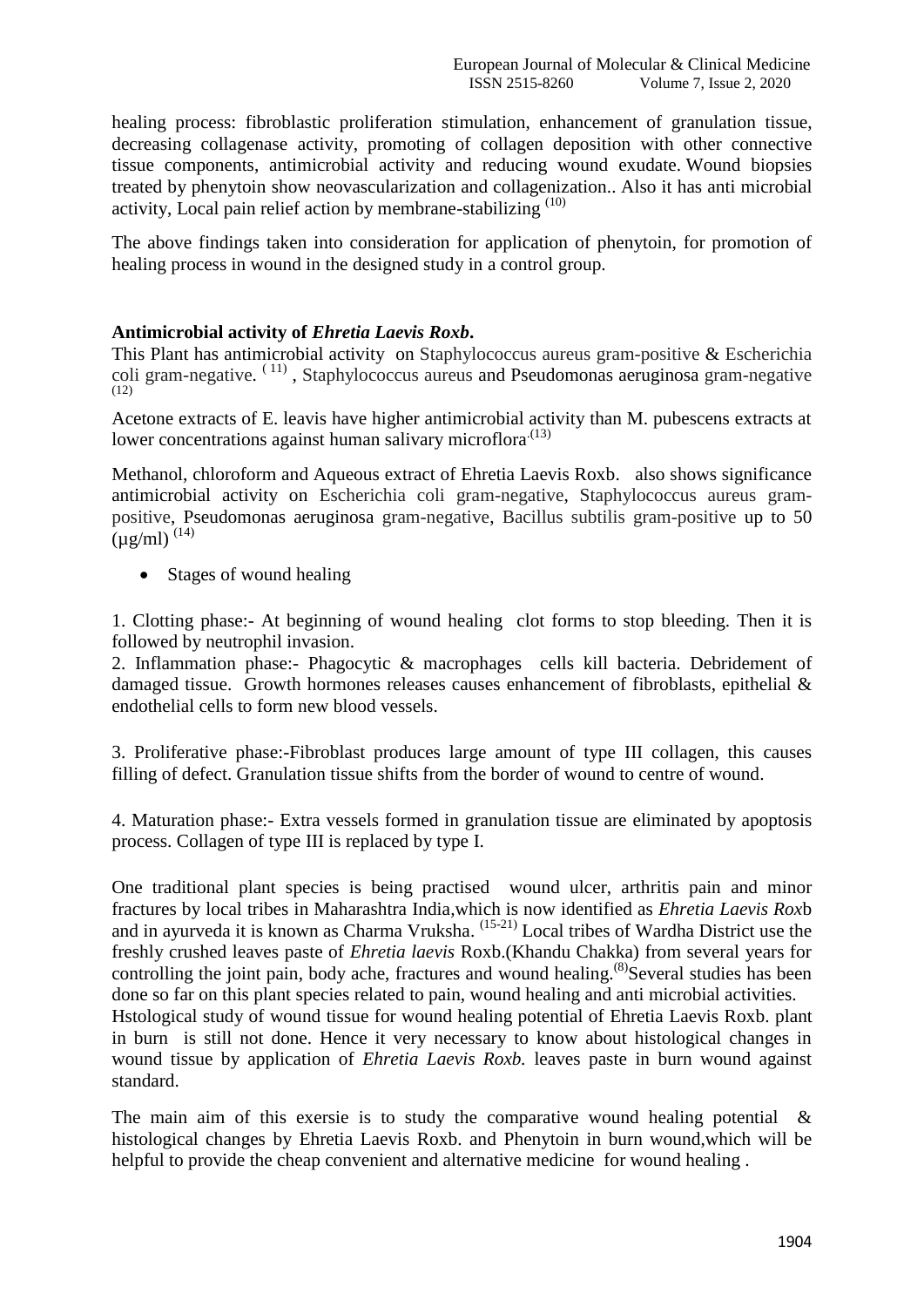healing process: fibroblastic proliferation stimulation, enhancement of granulation tissue, decreasing collagenase activity, promoting of collagen deposition with other connective tissue components, antimicrobial activity and reducing wound exudate. Wound biopsies treated by phenytoin show neovascularization and collagenization.. Also it has anti microbial activity, Local pain relief action by membrane-stabilizing [10]

The above findings taken into consideration for application of phenytoin, for promotion of healing process in wound in the designed study in a control group.

**Antimicrobial activity of *Ehretia Laevis Roxb*.**

This Plant has antimicrobial activity on Staphylococcus aureus gram-positive & Escherichia coli gram-negative. [11] , Staphylococcus aureus and Pseudomonas aeruginosa gram-negative [12]

Acetone extracts of E. leavis have higher antimicrobial activity than M. pubescens extracts at lower concentrations against human salivary microflora.[13]

Methanol, chloroform and Aqueous extract of Ehretia Laevis Roxb. also shows significance antimicrobial activity on Escherichia coli gram-negative, Staphylococcus aureus gram-positive, Pseudomonas aeruginosa gram-negative, Bacillus subtilis gram-positive up to 50 (μg/ml) [14]

- Stages of wound healing

1. Clotting phase:- At beginning of wound healing clot forms to stop bleeding. Then it is followed by neutrophil invasion.
2. Inflammation phase:- Phagocytic & macrophages cells kill bacteria. Debridement of damaged tissue. Growth hormones releases causes enhancement of fibroblasts, epithelial & endothelial cells to form new blood vessels.

3. Proliferative phase:-Fibroblast produces large amount of type III collagen, this causes filling of defect. Granulation tissue shifts from the border of wound to centre of wound.

4. Maturation phase:- Extra vessels formed in granulation tissue are eliminated by apoptosis process. Collagen of type III is replaced by type I.

One traditional plant species is being practised wound ulcer, arthritis pain and minor fractures by local tribes in Maharashtra India,which is now identified as *Ehretia Laevis Rox*b and in ayurveda it is known as Charma Vruksha. [15-21] Local tribes of Wardha District use the freshly crushed leaves paste of *Ehretia laevis* Roxb.(Khandu Chakka) from several years for controlling the joint pain, body ache, fractures and wound healing.[8]Several studies has been done so far on this plant species related to pain, wound healing and anti microbial activities.
Hstological study of wound tissue for wound healing potential of Ehretia Laevis Roxb. plant in burn is still not done. Hence it very necessary to know about histological changes in wound tissue by application of *Ehretia Laevis Roxb.* leaves paste in burn wound against standard.

The main aim of this exersie is to study the comparative wound healing potential & histological changes by Ehretia Laevis Roxb. and Phenytoin in burn wound,which will be helpful to provide the cheap convenient and alternative medicine for wound healing .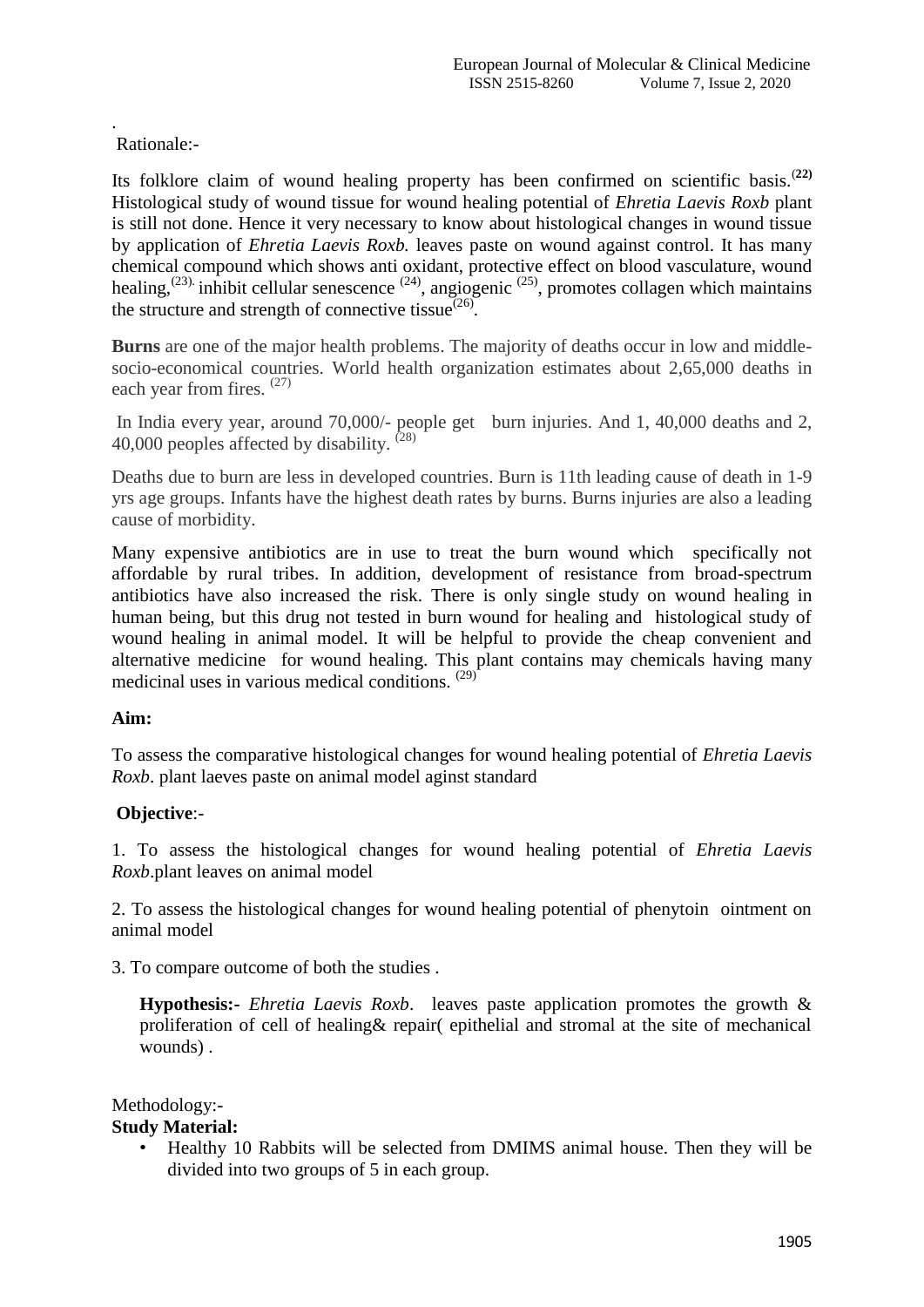.
Rationale:-

Its folklore claim of wound healing property has been confirmed on scientific basis.[22] Histological study of wound tissue for wound healing potential of *Ehretia Laevis Roxb* plant is still not done. Hence it very necessary to know about histological changes in wound tissue by application of *Ehretia Laevis Roxb.* leaves paste on wound against control. It has many chemical compound which shows anti oxidant, protective effect on blood vasculature, wound healing,[23] inhibit cellular senescence [24], angiogenic [25], promotes collagen which maintains the structure and strength of connective tissue[26].

**Burns** are one of the major health problems. The majority of deaths occur in low and middle-socio-economical countries. World health organization estimates about 2,65,000 deaths in each year from fires. [27]

In India every year, around 70,000/- people get burn injuries. And 1, 40,000 deaths and 2, 40,000 peoples affected by disability. [28]

Deaths due to burn are less in developed countries. Burn is 11th leading cause of death in 1-9 yrs age groups. Infants have the highest death rates by burns. Burns injuries are also a leading cause of morbidity.

Many expensive antibiotics are in use to treat the burn wound which specifically not affordable by rural tribes. In addition, development of resistance from broad-spectrum antibiotics have also increased the risk. There is only single study on wound healing in human being, but this drug not tested in burn wound for healing and histological study of wound healing in animal model. It will be helpful to provide the cheap convenient and alternative medicine for wound healing. This plant contains may chemicals having many medicinal uses in various medical conditions. [29]

**Aim:**

To assess the comparative histological changes for wound healing potential of *Ehretia Laevis Roxb*. plant laeves paste on animal model aginst standard

**Objective**:-

1. To assess the histological changes for wound healing potential of *Ehretia Laevis Roxb*.plant leaves on animal model

2. To assess the histological changes for wound healing potential of phenytoin ointment on animal model

3. To compare outcome of both the studies .

**Hypothesis:-** *Ehretia Laevis Roxb*. leaves paste application promotes the growth & proliferation of cell of healing& repair( epithelial and stromal at the site of mechanical wounds) .

Methodology:-

**Study Material:**

- Healthy 10 Rabbits will be selected from DMIMS animal house. Then they will be divided into two groups of 5 in each group.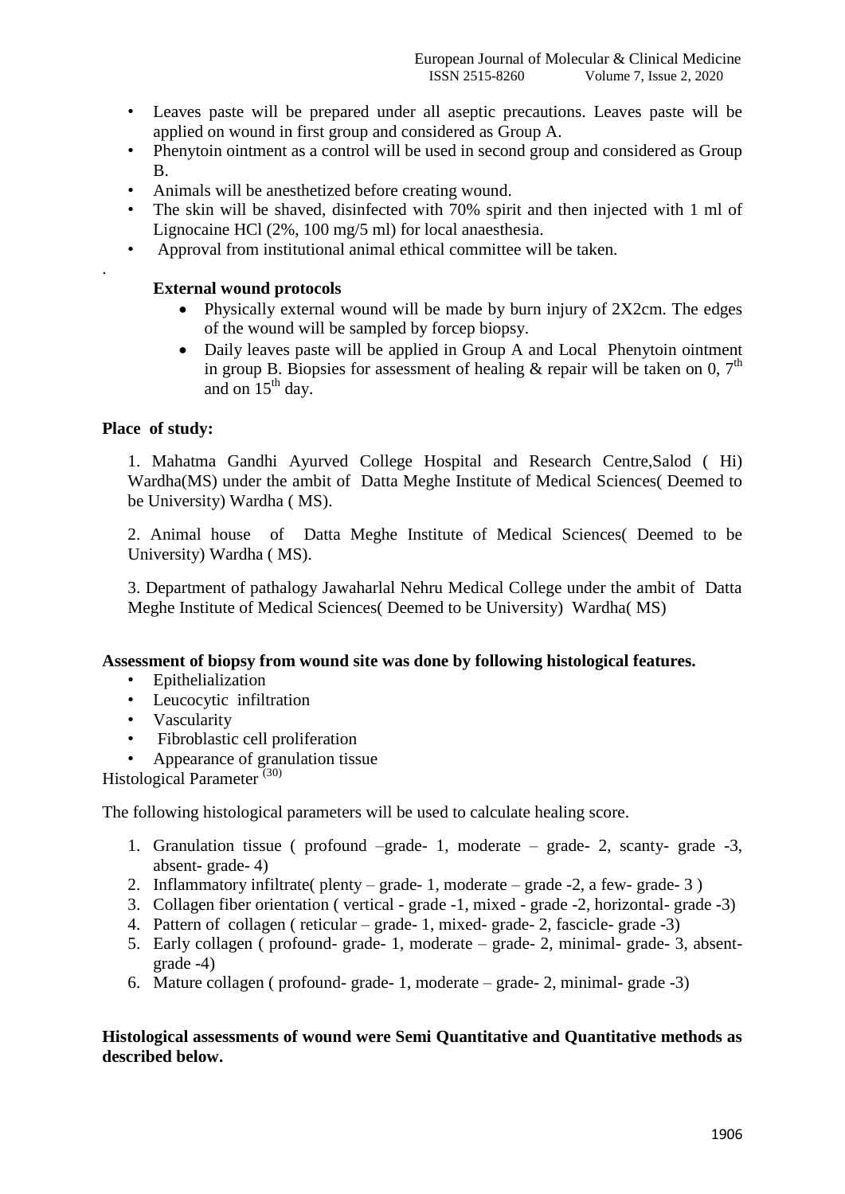- Leaves paste will be prepared under all aseptic precautions. Leaves paste will be applied on wound in first group and considered as Group A.
- Phenytoin ointment as a control will be used in second group and considered as Group B.
- Animals will be anesthetized before creating wound.
- The skin will be shaved, disinfected with 70% spirit and then injected with 1 ml of Lignocaine HCl (2%, 100 mg/5 ml) for local anaesthesia.
- Approval from institutional animal ethical committee will be taken.

.

**External wound protocols**

- Physically external wound will be made by burn injury of 2X2cm. The edges of the wound will be sampled by forcep biopsy.
- Daily leaves paste will be applied in Group A and Local Phenytoin ointment in group B. Biopsies for assessment of healing & repair will be taken on 0, 7th and on 15th day.

**Place of study:**

1. Mahatma Gandhi Ayurved College Hospital and Research Centre,Salod ( Hi) Wardha(MS) under the ambit of Datta Meghe Institute of Medical Sciences( Deemed to be University) Wardha ( MS).

2. Animal house of Datta Meghe Institute of Medical Sciences( Deemed to be University) Wardha ( MS).

3. Department of pathalogy Jawaharlal Nehru Medical College under the ambit of Datta Meghe Institute of Medical Sciences( Deemed to be University) Wardha( MS)

**Assessment of biopsy from wound site was done by following histological features.**

- Epithelialization
- Leucocytic infiltration
- Vascularity
- Fibroblastic cell proliferation
- Appearance of granulation tissue

Histological Parameter [30]

The following histological parameters will be used to calculate healing score.

1. Granulation tissue ( profound –grade- 1, moderate – grade- 2, scanty- grade -3, absent- grade- 4)
2. Inflammatory infiltrate( plenty – grade- 1, moderate – grade -2, a few- grade- 3 )
3. Collagen fiber orientation ( vertical - grade -1, mixed - grade -2, horizontal- grade -3)
4. Pattern of collagen ( reticular – grade- 1, mixed- grade- 2, fascicle- grade -3)
5. Early collagen ( profound- grade- 1, moderate – grade- 2, minimal- grade- 3, absent- grade -4)
6. Mature collagen ( profound- grade- 1, moderate – grade- 2, minimal- grade -3)

**Histological assessments of wound were Semi Quantitative and Quantitative methods as described below.**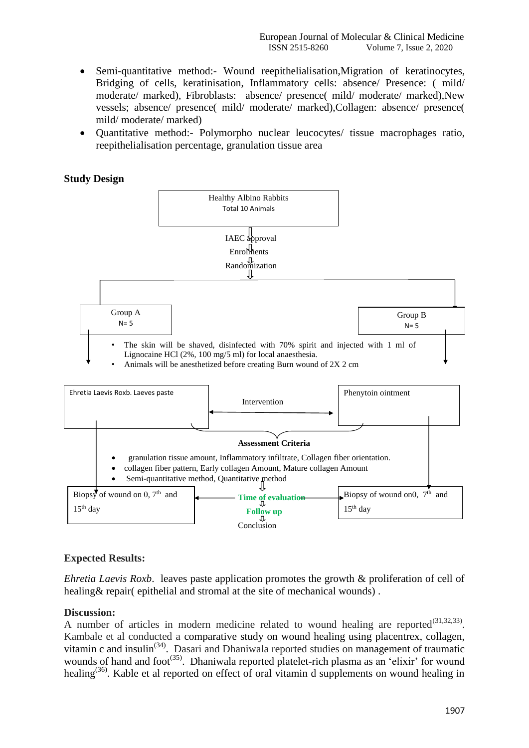- Semi-quantitative method:- Wound reepithelialisation,Migration of keratinocytes, Bridging of cells, keratinisation, Inflammatory cells: absence/ Presence: ( mild/ moderate/ marked), Fibroblasts: absence/ presence( mild/ moderate/ marked),New vessels; absence/ presence( mild/ moderate/ marked),Collagen: absence/ presence( mild/ moderate/ marked)
- Quantitative method:- Polymorpho nuclear leucocytes/ tissue macrophages ratio, reepithelialisation percentage, granulation tissue area

**Study Design**

Healthy Albino Rabbits
Total 10 Animals

IAEC approval

Enrolments

Randomization

Group A
N= 5

Group B
N= 5

- The skin will be shaved, disinfected with 70% spirit and injected with 1 ml of Lignocaine HCl (2%, 100 mg/5 ml) for local anaesthesia.
- Animals will be anesthetized before creating Burn wound of 2X 2 cm

Ehretia Laevis Roxb. Laeves paste

Intervention

Phenytoin ointment

Assessment Criteria

- granulation tissue amount, Inflammatory infiltrate, Collagen fiber orientation.
- collagen fiber pattern, Early collagen Amount, Mature collagen Amount
- Semi-quantitative method, Quantitative method

Biopsy of wound on 0, 7th and 15th day

Time of evaluation

Follow up

Conclusion

Biopsy of wound on0, 7th and 15th day

**Expected Results:**

*Ehretia Laevis Roxb*. leaves paste application promotes the growth & proliferation of cell of healing& repair( epithelial and stromal at the site of mechanical wounds) .

**Discussion:**

A number of articles in modern medicine related to wound healing are reported(31,32,33). Kambale et al conducted a comparative study on wound healing using placentrex, collagen, vitamin c and insulin(34). Dasari and Dhaniwala reported studies on management of traumatic wounds of hand and foot(35). Dhaniwala reported platelet-rich plasma as an 'elixir' for wound healing(36). Kable et al reported on effect of oral vitamin d supplements on wound healing in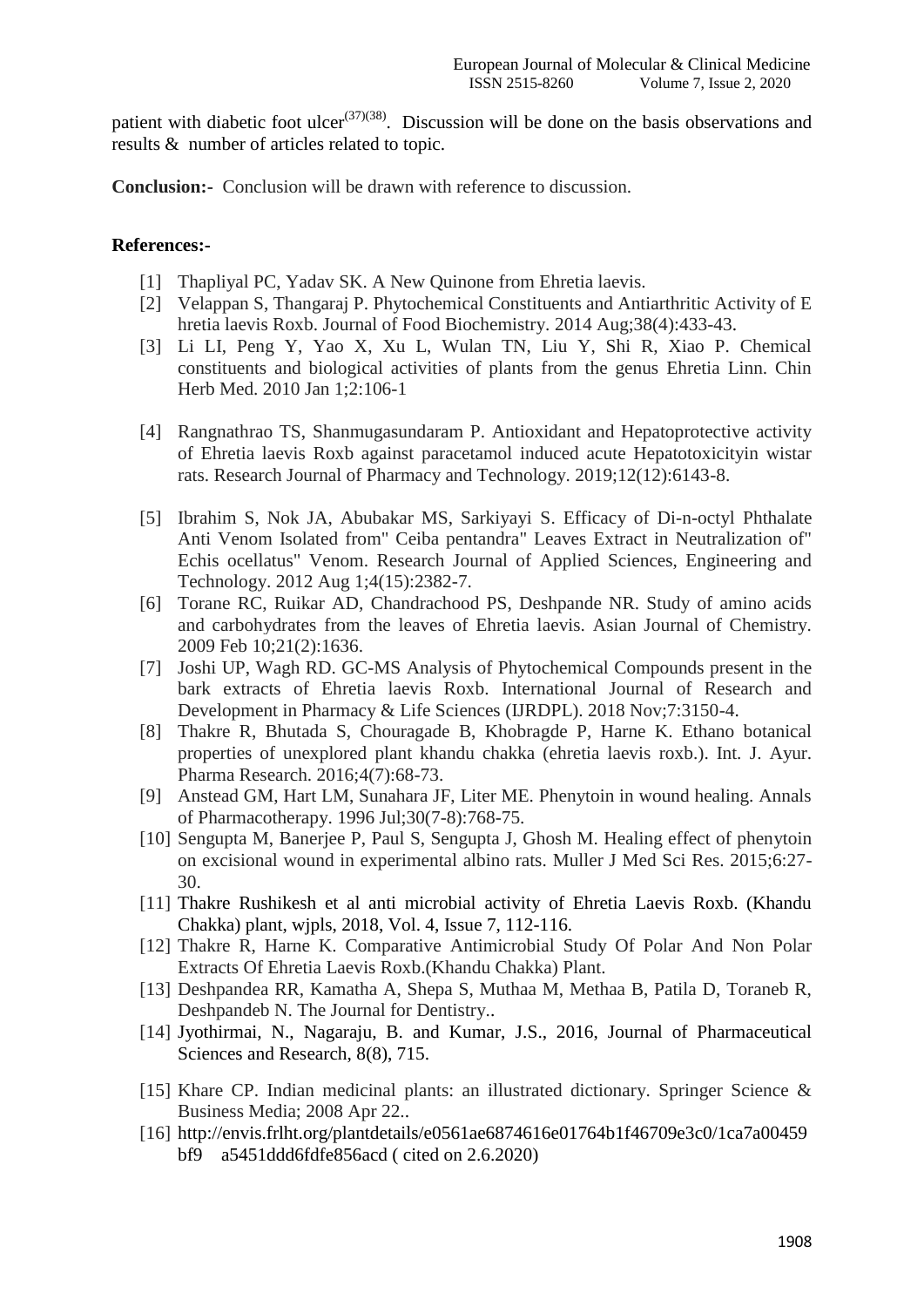patient with diabetic foot ulcer[37][38]. Discussion will be done on the basis observations and results & number of articles related to topic.

**Conclusion:-** Conclusion will be drawn with reference to discussion.

**References:-**

[1] Thapliyal PC, Yadav SK. A New Quinone from Ehretia laevis.

[2] Velappan S, Thangaraj P. Phytochemical Constituents and Antiarthritic Activity of E hretia laevis Roxb. Journal of Food Biochemistry. 2014 Aug;38(4):433-43.

[3] Li LI, Peng Y, Yao X, Xu L, Wulan TN, Liu Y, Shi R, Xiao P. Chemical constituents and biological activities of plants from the genus Ehretia Linn. Chin Herb Med. 2010 Jan 1;2:106-1

[4] Rangnathrao TS, Shanmugasundaram P. Antioxidant and Hepatoprotective activity of Ehretia laevis Roxb against paracetamol induced acute Hepatotoxicityin wistar rats. Research Journal of Pharmacy and Technology. 2019;12(12):6143-8.

[5] Ibrahim S, Nok JA, Abubakar MS, Sarkiyayi S. Efficacy of Di-n-octyl Phthalate Anti Venom Isolated from" Ceiba pentandra" Leaves Extract in Neutralization of" Echis ocellatus" Venom. Research Journal of Applied Sciences, Engineering and Technology. 2012 Aug 1;4(15):2382-7.

[6] Torane RC, Ruikar AD, Chandrachood PS, Deshpande NR. Study of amino acids and carbohydrates from the leaves of Ehretia laevis. Asian Journal of Chemistry. 2009 Feb 10;21(2):1636.

[7] Joshi UP, Wagh RD. GC-MS Analysis of Phytochemical Compounds present in the bark extracts of Ehretia laevis Roxb. International Journal of Research and Development in Pharmacy & Life Sciences (IJRDPL). 2018 Nov;7:3150-4.

[8] Thakre R, Bhutada S, Chouragade B, Khobragde P, Harne K. Ethano botanical properties of unexplored plant khandu chakka (ehretia laevis roxb.). Int. J. Ayur. Pharma Research. 2016;4(7):68-73.

[9] Anstead GM, Hart LM, Sunahara JF, Liter ME. Phenytoin in wound healing. Annals of Pharmacotherapy. 1996 Jul;30(7-8):768-75.

[10] Sengupta M, Banerjee P, Paul S, Sengupta J, Ghosh M. Healing effect of phenytoin on excisional wound in experimental albino rats. Muller J Med Sci Res. 2015;6:27-30.

[11] Thakre Rushikesh et al anti microbial activity of Ehretia Laevis Roxb. (Khandu Chakka) plant, wjpls, 2018, Vol. 4, Issue 7, 112-116.

[12] Thakre R, Harne K. Comparative Antimicrobial Study Of Polar And Non Polar Extracts Of Ehretia Laevis Roxb.(Khandu Chakka) Plant.

[13] Deshpandea RR, Kamatha A, Shepa S, Muthaa M, Methaa B, Patila D, Toraneb R, Deshpandeb N. The Journal for Dentistry..

[14] Jyothirmai, N., Nagaraju, B. and Kumar, J.S., 2016, Journal of Pharmaceutical Sciences and Research, 8(8), 715.

[15] Khare CP. Indian medicinal plants: an illustrated dictionary. Springer Science & Business Media; 2008 Apr 22..

[16] http://envis.frlht.org/plantdetails/e0561ae6874616e01764b1f46709e3c0/1ca7a00459bf9 a5451ddd6fdfe856acd ( cited on 2.6.2020)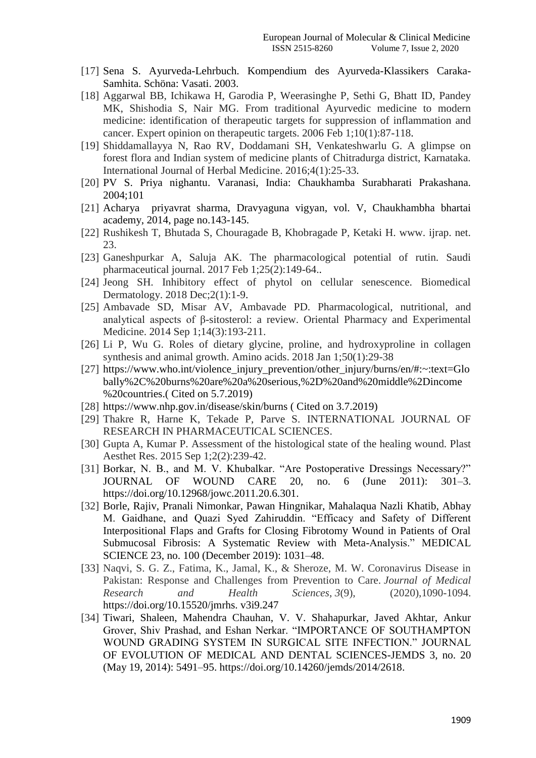[17] Sena S. Ayurveda-Lehrbuch. Kompendium des Ayurveda-Klassikers Caraka-Samhita. Schöna: Vasati. 2003.

[18] Aggarwal BB, Ichikawa H, Garodia P, Weerasinghe P, Sethi G, Bhatt ID, Pandey MK, Shishodia S, Nair MG. From traditional Ayurvedic medicine to modern medicine: identification of therapeutic targets for suppression of inflammation and cancer. Expert opinion on therapeutic targets. 2006 Feb 1;10(1):87-118.

[19] Shiddamallayya N, Rao RV, Doddamani SH, Venkateshwarlu G. A glimpse on forest flora and Indian system of medicine plants of Chitradurga district, Karnataka. International Journal of Herbal Medicine. 2016;4(1):25-33.

[20] PV S. Priya nighantu. Varanasi, India: Chaukhamba Surabharati Prakashana. 2004;101

[21] Acharya priyavrat sharma, Dravyaguna vigyan, vol. V, Chaukhambha bhartai academy, 2014, page no.143-145.

[22] Rushikesh T, Bhutada S, Chouragade B, Khobragade P, Ketaki H. www. ijrap. net. 23.

[23] Ganeshpurkar A, Saluja AK. The pharmacological potential of rutin. Saudi pharmaceutical journal. 2017 Feb 1;25(2):149-64..

[24] Jeong SH. Inhibitory effect of phytol on cellular senescence. Biomedical Dermatology. 2018 Dec;2(1):1-9.

[25] Ambavade SD, Misar AV, Ambavade PD. Pharmacological, nutritional, and analytical aspects of β-sitosterol: a review. Oriental Pharmacy and Experimental Medicine. 2014 Sep 1;14(3):193-211.

[26] Li P, Wu G. Roles of dietary glycine, proline, and hydroxyproline in collagen synthesis and animal growth. Amino acids. 2018 Jan 1;50(1):29-38

[27] https://www.who.int/violence_injury_prevention/other_injury/burns/en/#:~:text=Globally%2C%20burns%20are%20a%20serious,%2D%20and%20middle%2Dincome%20countries.( Cited on 5.7.2019)

[28] https://www.nhp.gov.in/disease/skin/burns ( Cited on 3.7.2019)

[29] Thakre R, Harne K, Tekade P, Parve S. INTERNATIONAL JOURNAL OF RESEARCH IN PHARMACEUTICAL SCIENCES.

[30] Gupta A, Kumar P. Assessment of the histological state of the healing wound. Plast Aesthet Res. 2015 Sep 1;2(2):239-42.

[31] Borkar, N. B., and M. V. Khubalkar. "Are Postoperative Dressings Necessary?" JOURNAL OF WOUND CARE 20, no. 6 (June 2011): 301–3. https://doi.org/10.12968/jowc.2011.20.6.301.

[32] Borle, Rajiv, Pranali Nimonkar, Pawan Hingnikar, Mahalaqua Nazli Khatib, Abhay M. Gaidhane, and Quazi Syed Zahiruddin. "Efficacy and Safety of Different Interpositional Flaps and Grafts for Closing Fibrotomy Wound in Patients of Oral Submucosal Fibrosis: A Systematic Review with Meta-Analysis." MEDICAL SCIENCE 23, no. 100 (December 2019): 1031–48.

[33] Naqvi, S. G. Z., Fatima, K., Jamal, K., & Sheroze, M. W. Coronavirus Disease in Pakistan: Response and Challenges from Prevention to Care. *Journal of Medical Research and Health Sciences*, *3*(9), (2020),1090-1094. https://doi.org/10.15520/jmrhs. v3i9.247

[34] Tiwari, Shaleen, Mahendra Chauhan, V. V. Shahapurkar, Javed Akhtar, Ankur Grover, Shiv Prashad, and Eshan Nerkar. "IMPORTANCE OF SOUTHAMPTON WOUND GRADING SYSTEM IN SURGICAL SITE INFECTION." JOURNAL OF EVOLUTION OF MEDICAL AND DENTAL SCIENCES-JEMDS 3, no. 20 (May 19, 2014): 5491–95. https://doi.org/10.14260/jemds/2014/2618.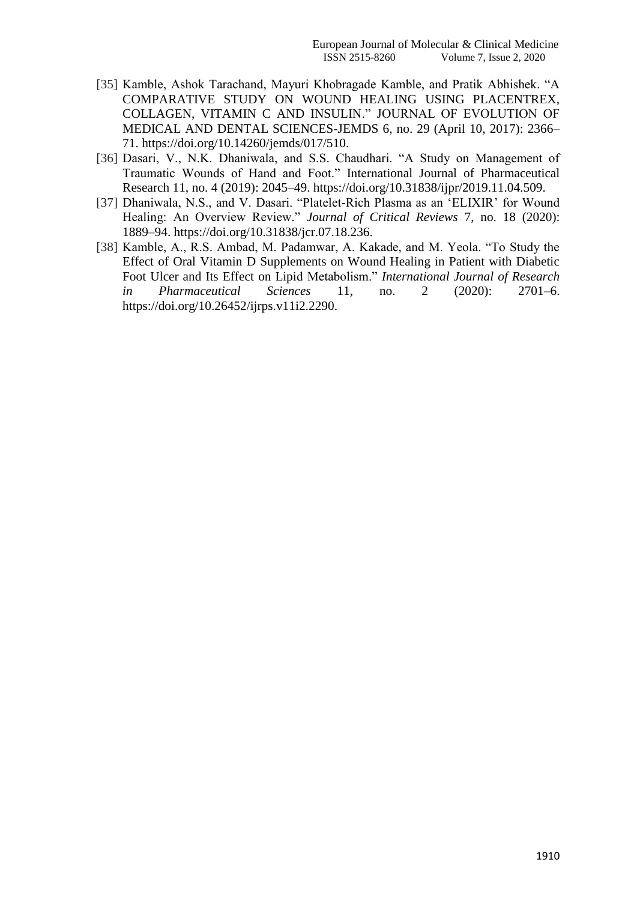[35] Kamble, Ashok Tarachand, Mayuri Khobragade Kamble, and Pratik Abhishek. "A COMPARATIVE STUDY ON WOUND HEALING USING PLACENTREX, COLLAGEN, VITAMIN C AND INSULIN." JOURNAL OF EVOLUTION OF MEDICAL AND DENTAL SCIENCES-JEMDS 6, no. 29 (April 10, 2017): 2366–71. https://doi.org/10.14260/jemds/017/510.

[36] Dasari, V., N.K. Dhaniwala, and S.S. Chaudhari. "A Study on Management of Traumatic Wounds of Hand and Foot." International Journal of Pharmaceutical Research 11, no. 4 (2019): 2045–49. https://doi.org/10.31838/ijpr/2019.11.04.509.

[37] Dhaniwala, N.S., and V. Dasari. "Platelet-Rich Plasma as an 'ELIXIR' for Wound Healing: An Overview Review." *Journal of Critical Reviews* 7, no. 18 (2020): 1889–94. https://doi.org/10.31838/jcr.07.18.236.

[38] Kamble, A., R.S. Ambad, M. Padamwar, A. Kakade, and M. Yeola. "To Study the Effect of Oral Vitamin D Supplements on Wound Healing in Patient with Diabetic Foot Ulcer and Its Effect on Lipid Metabolism." *International Journal of Research in Pharmaceutical Sciences* 11, no. 2 (2020): 2701–6. https://doi.org/10.26452/ijrps.v11i2.2290.